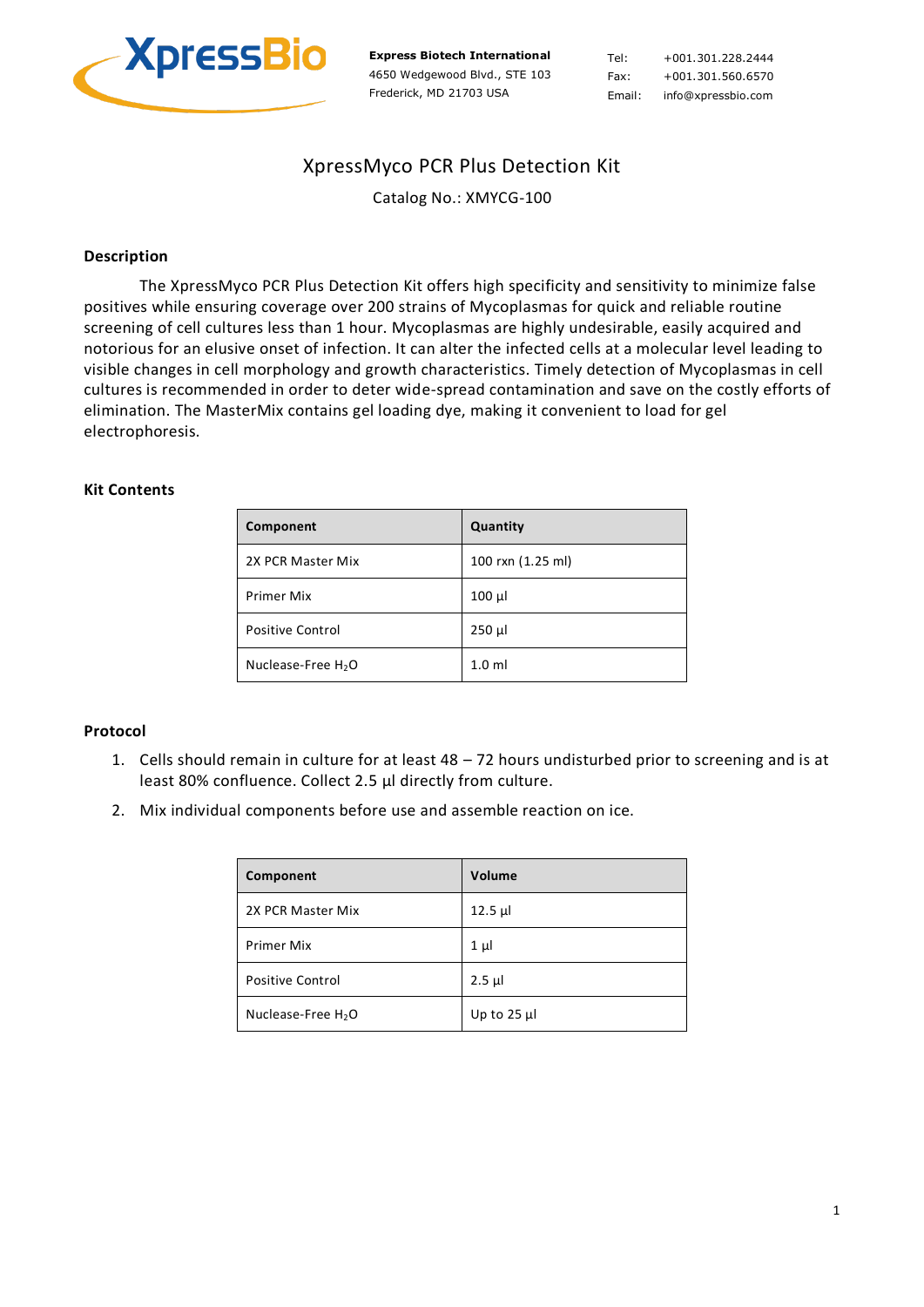XpressBio

**Express Biotech International**
4650 Wedgewood Blvd., STE 103
Frederick, MD 21703 USA

Tel: +001.301.228.2444
Fax: +001.301.560.6570
Email: info@xpressbio.com

# XpressMyco PCR Plus Detection Kit

Catalog No.: XMYCG-100

## Description

The XpressMyco PCR Plus Detection Kit offers high specificity and sensitivity to minimize false positives while ensuring coverage over 200 strains of Mycoplasmas for quick and reliable routine screening of cell cultures less than 1 hour. Mycoplasmas are highly undesirable, easily acquired and notorious for an elusive onset of infection. It can alter the infected cells at a molecular level leading to visible changes in cell morphology and growth characteristics. Timely detection of Mycoplasmas in cell cultures is recommended in order to deter wide-spread contamination and save on the costly efforts of elimination. The MasterMix contains gel loading dye, making it convenient to load for gel electrophoresis.

## Kit Contents

| Component | Quantity |
|---|---|
| 2X PCR Master Mix | 100 rxn (1.25 ml) |
| Primer Mix | 100 µl |
| Positive Control | 250 µl |
| Nuclease-Free $H_2O$ | 1.0 ml |

## Protocol

1. Cells should remain in culture for at least 48 – 72 hours undisturbed prior to screening and is at least 80% confluence. Collect 2.5 µl directly from culture.
2. Mix individual components before use and assemble reaction on ice.

| Component | Volume |
|---|---|
| 2X PCR Master Mix | 12.5 µl |
| Primer Mix | 1 µl |
| Positive Control | 2.5 µl |
| Nuclease-Free $H_2O$ | Up to 25 µl |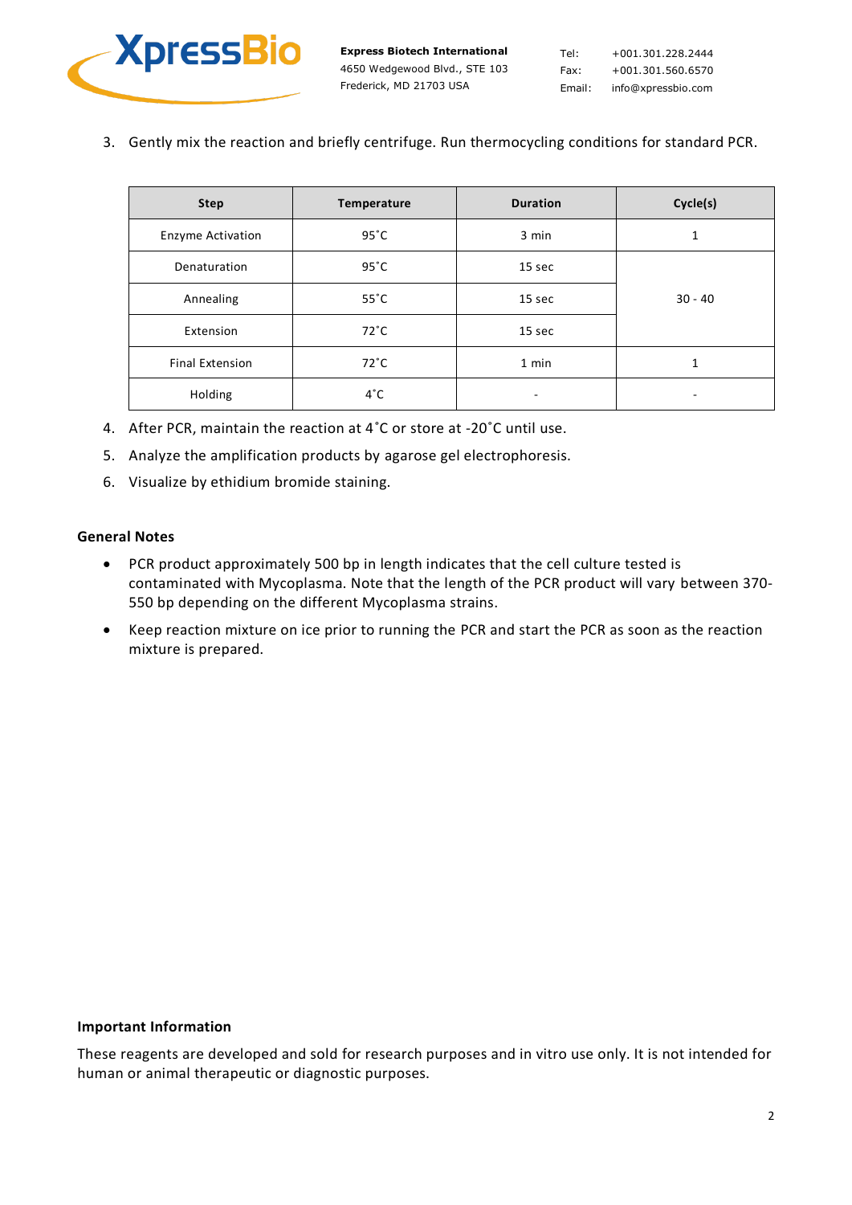3. Gently mix the reaction and briefly centrifuge. Run thermocycling conditions for standard PCR.

| Step | Temperature | Duration | Cycle(s) |
|---|---|---|---|
| Enzyme Activation | 95˚C | 3 min | 1 |
| Denaturation | 95˚C | 15 sec | 30 - 40 |
| Annealing | 55˚C | 15 sec | |
| Extension | 72˚C | 15 sec | |
| Final Extension | 72˚C | 1 min | 1 |
| Holding | 4˚C | - | - |

4. After PCR, maintain the reaction at 4˚C or store at -20˚C until use.
5. Analyze the amplification products by agarose gel electrophoresis.
6. Visualize by ethidium bromide staining.

### General Notes

- PCR product approximately 500 bp in length indicates that the cell culture tested is contaminated with Mycoplasma. Note that the length of the PCR product will vary between 370-550 bp depending on the different Mycoplasma strains.
- Keep reaction mixture on ice prior to running the PCR and start the PCR as soon as the reaction mixture is prepared.

### Important Information

These reagents are developed and sold for research purposes and in vitro use only. It is not intended for human or animal therapeutic or diagnostic purposes.